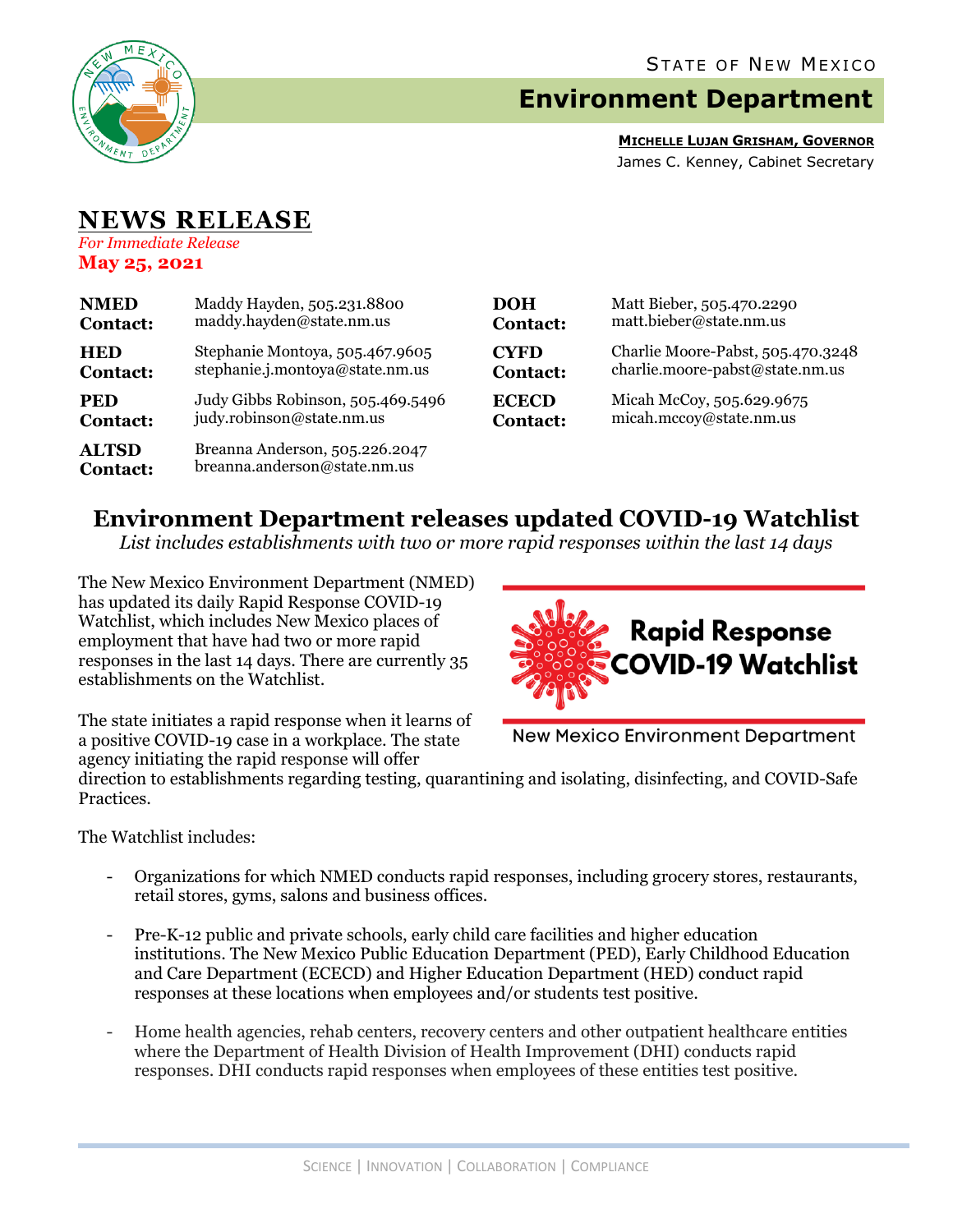STATE OF NEW MEXICO

# Environment Department

**MICHELLE LUJAN GRISHAM, GOVERNOR**
James C. Kenney, Cabinet Secretary

## NEWS RELEASE

*For Immediate Release*
**May 25, 2021**

| | | | |
|---|---|---|---|
| **NMED Contact:** | Maddy Hayden, 505.231.8800 maddy.hayden@state.nm.us | **DOH Contact:** | Matt Bieber, 505.470.2290 matt.bieber@state.nm.us |
| **HED Contact:** | Stephanie Montoya, 505.467.9605 stephanie.j.montoya@state.nm.us | **CYFD Contact:** | Charlie Moore-Pabst, 505.470.3248 charlie.moore-pabst@state.nm.us |
| **PED Contact:** | Judy Gibbs Robinson, 505.469.5496 judy.robinson@state.nm.us | **ECECD Contact:** | Micah McCoy, 505.629.9675 micah.mccoy@state.nm.us |
| **ALTSD Contact:** | Breanna Anderson, 505.226.2047 breanna.anderson@state.nm.us | | |

## Environment Department releases updated COVID-19 Watchlist

*List includes establishments with two or more rapid responses within the last 14 days*

The New Mexico Environment Department (NMED) has updated its daily Rapid Response COVID-19 Watchlist, which includes New Mexico places of employment that have had two or more rapid responses in the last 14 days. There are currently 35 establishments on the Watchlist.

Rapid Response COVID-19 Watchlist

New Mexico Environment Department

The state initiates a rapid response when it learns of a positive COVID-19 case in a workplace. The state agency initiating the rapid response will offer direction to establishments regarding testing, quarantining and isolating, disinfecting, and COVID-Safe Practices.

The Watchlist includes:

- Organizations for which NMED conducts rapid responses, including grocery stores, restaurants, retail stores, gyms, salons and business offices.
- Pre-K-12 public and private schools, early child care facilities and higher education institutions. The New Mexico Public Education Department (PED), Early Childhood Education and Care Department (ECECD) and Higher Education Department (HED) conduct rapid responses at these locations when employees and/or students test positive.
- Home health agencies, rehab centers, recovery centers and other outpatient healthcare entities where the Department of Health Division of Health Improvement (DHI) conducts rapid responses. DHI conducts rapid responses when employees of these entities test positive.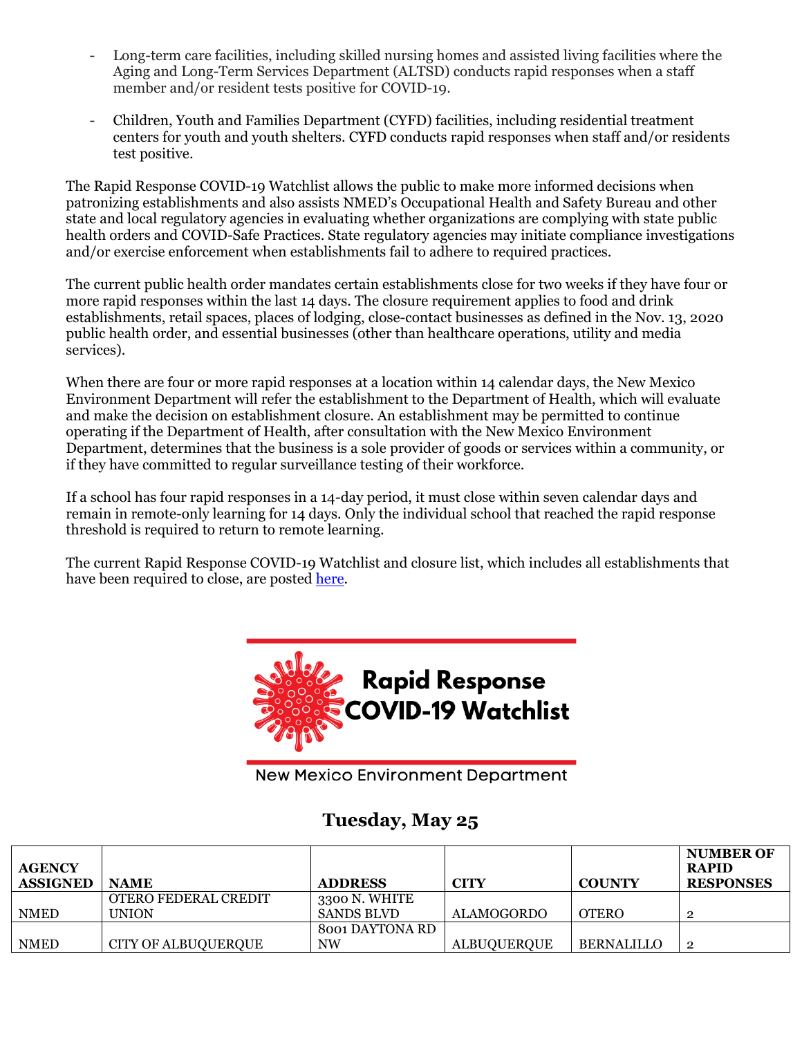- Long-term care facilities, including skilled nursing homes and assisted living facilities where the Aging and Long-Term Services Department (ALTSD) conducts rapid responses when a staff member and/or resident tests positive for COVID-19.

- Children, Youth and Families Department (CYFD) facilities, including residential treatment centers for youth and youth shelters. CYFD conducts rapid responses when staff and/or residents test positive.

The Rapid Response COVID-19 Watchlist allows the public to make more informed decisions when patronizing establishments and also assists NMED's Occupational Health and Safety Bureau and other state and local regulatory agencies in evaluating whether organizations are complying with state public health orders and COVID-Safe Practices. State regulatory agencies may initiate compliance investigations and/or exercise enforcement when establishments fail to adhere to required practices.

The current public health order mandates certain establishments close for two weeks if they have four or more rapid responses within the last 14 days. The closure requirement applies to food and drink establishments, retail spaces, places of lodging, close-contact businesses as defined in the Nov. 13, 2020 public health order, and essential businesses (other than healthcare operations, utility and media services).

When there are four or more rapid responses at a location within 14 calendar days, the New Mexico Environment Department will refer the establishment to the Department of Health, which will evaluate and make the decision on establishment closure. An establishment may be permitted to continue operating if the Department of Health, after consultation with the New Mexico Environment Department, determines that the business is a sole provider of goods or services within a community, or if they have committed to regular surveillance testing of their workforce.

If a school has four rapid responses in a 14-day period, it must close within seven calendar days and remain in remote-only learning for 14 days. Only the individual school that reached the rapid response threshold is required to return to remote learning.

The current Rapid Response COVID-19 Watchlist and closure list, which includes all establishments that have been required to close, are posted [here](here).

**Rapid Response COVID-19 Watchlist**

New Mexico Environment Department

## Tuesday, May 25

| AGENCY ASSIGNED | NAME | ADDRESS | CITY | COUNTY | NUMBER OF RAPID RESPONSES |
|---|---|---|---|---|---|
| NMED | OTERO FEDERAL CREDIT UNION | 3300 N. WHITE SANDS BLVD | ALAMOGORDO | OTERO | 2 |
| NMED | CITY OF ALBUQUERQUE | 8001 DAYTONA RD NW | ALBUQUERQUE | BERNALILLO | 2 |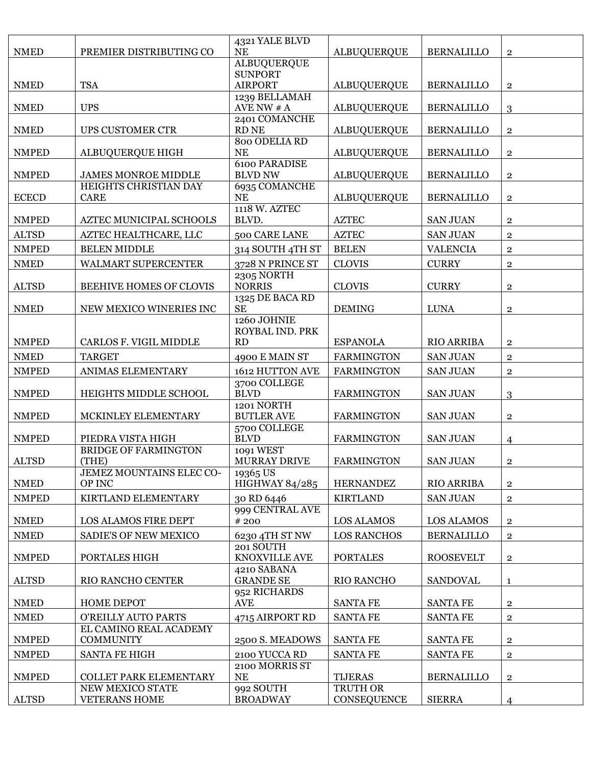| | | | | | |
|---|---|---|---|---|---|
| NMED | PREMIER DISTRIBUTING CO | 4321 YALE BLVD NE | ALBUQUERQUE | BERNALILLO | 2 |
| NMED | TSA | ALBUQUERQUE SUNPORT AIRPORT | ALBUQUERQUE | BERNALILLO | 2 |
| NMED | UPS | 1239 BELLAMAH AVE NW # A | ALBUQUERQUE | BERNALILLO | 3 |
| NMED | UPS CUSTOMER CTR | 2401 COMANCHE RD NE | ALBUQUERQUE | BERNALILLO | 2 |
| NMPED | ALBUQUERQUE HIGH | 800 ODELIA RD NE | ALBUQUERQUE | BERNALILLO | 2 |
| NMPED | JAMES MONROE MIDDLE | 6100 PARADISE BLVD NW | ALBUQUERQUE | BERNALILLO | 2 |
| ECECD | HEIGHTS CHRISTIAN DAY CARE | 6935 COMANCHE NE | ALBUQUERQUE | BERNALILLO | 2 |
| NMPED | AZTEC MUNICIPAL SCHOOLS | 1118 W. AZTEC BLVD. | AZTEC | SAN JUAN | 2 |
| ALTSD | AZTEC HEALTHCARE, LLC | 500 CARE LANE | AZTEC | SAN JUAN | 2 |
| NMPED | BELEN MIDDLE | 314 SOUTH 4TH ST | BELEN | VALENCIA | 2 |
| NMED | WALMART SUPERCENTER | 3728 N PRINCE ST | CLOVIS | CURRY | 2 |
| ALTSD | BEEHIVE HOMES OF CLOVIS | 2305 NORTH NORRIS | CLOVIS | CURRY | 2 |
| NMED | NEW MEXICO WINERIES INC | 1325 DE BACA RD SE | DEMING | LUNA | 2 |
| NMPED | CARLOS F. VIGIL MIDDLE | 1260 JOHNIE ROYBAL IND. PRK RD | ESPANOLA | RIO ARRIBA | 2 |
| NMED | TARGET | 4900 E MAIN ST | FARMINGTON | SAN JUAN | 2 |
| NMPED | ANIMAS ELEMENTARY | 1612 HUTTON AVE | FARMINGTON | SAN JUAN | 2 |
| NMPED | HEIGHTS MIDDLE SCHOOL | 3700 COLLEGE BLVD | FARMINGTON | SAN JUAN | 3 |
| NMPED | MCKINLEY ELEMENTARY | 1201 NORTH BUTLER AVE | FARMINGTON | SAN JUAN | 2 |
| NMPED | PIEDRA VISTA HIGH | 5700 COLLEGE BLVD | FARMINGTON | SAN JUAN | 4 |
| ALTSD | BRIDGE OF FARMINGTON (THE) | 1091 WEST MURRAY DRIVE | FARMINGTON | SAN JUAN | 2 |
| NMED | JEMEZ MOUNTAINS ELEC CO-OP INC | 19365 US HIGHWAY 84/285 | HERNANDEZ | RIO ARRIBA | 2 |
| NMPED | KIRTLAND ELEMENTARY | 30 RD 6446 | KIRTLAND | SAN JUAN | 2 |
| NMED | LOS ALAMOS FIRE DEPT | 999 CENTRAL AVE # 200 | LOS ALAMOS | LOS ALAMOS | 2 |
| NMED | SADIE'S OF NEW MEXICO | 6230 4TH ST NW | LOS RANCHOS | BERNALILLO | 2 |
| NMPED | PORTALES HIGH | 201 SOUTH KNOXVILLE AVE | PORTALES | ROOSEVELT | 2 |
| ALTSD | RIO RANCHO CENTER | 4210 SABANA GRANDE SE | RIO RANCHO | SANDOVAL | 1 |
| NMED | HOME DEPOT | 952 RICHARDS AVE | SANTA FE | SANTA FE | 2 |
| NMED | O'REILLY AUTO PARTS | 4715 AIRPORT RD | SANTA FE | SANTA FE | 2 |
| NMPED | EL CAMINO REAL ACADEMY COMMUNITY | 2500 S. MEADOWS | SANTA FE | SANTA FE | 2 |
| NMPED | SANTA FE HIGH | 2100 YUCCA RD | SANTA FE | SANTA FE | 2 |
| NMPED | COLLET PARK ELEMENTARY | 2100 MORRIS ST NE | TIJERAS | BERNALILLO | 2 |
| ALTSD | NEW MEXICO STATE VETERANS HOME | 992 SOUTH BROADWAY | TRUTH OR CONSEQUENCE | SIERRA | 4 |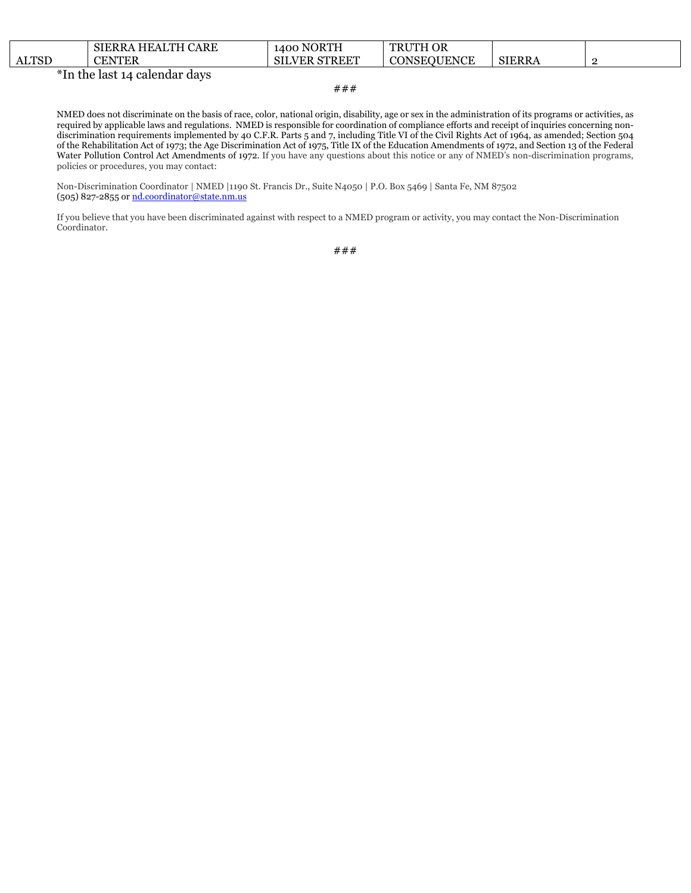| | | | | | |
|---|---|---|---|---|---|
| ALTSD | SIERRA HEALTH CARE CENTER | 1400 NORTH SILVER STREET | TRUTH OR CONSEQUENCE | SIERRA | 2 |

*In the last 14 calendar days

###

NMED does not discriminate on the basis of race, color, national origin, disability, age or sex in the administration of its programs or activities, as required by applicable laws and regulations. NMED is responsible for coordination of compliance efforts and receipt of inquiries concerning non-discrimination requirements implemented by 40 C.F.R. Parts 5 and 7, including Title VI of the Civil Rights Act of 1964, as amended; Section 504 of the Rehabilitation Act of 1973; the Age Discrimination Act of 1975, Title IX of the Education Amendments of 1972, and Section 13 of the Federal Water Pollution Control Act Amendments of 1972. If you have any questions about this notice or any of NMED's non-discrimination programs, policies or procedures, you may contact:

Non-Discrimination Coordinator | NMED |1190 St. Francis Dr., Suite N4050 | P.O. Box 5469 | Santa Fe, NM 87502
(505) 827-2855 or nd.coordinator@state.nm.us

If you believe that you have been discriminated against with respect to a NMED program or activity, you may contact the Non-Discrimination Coordinator.

###